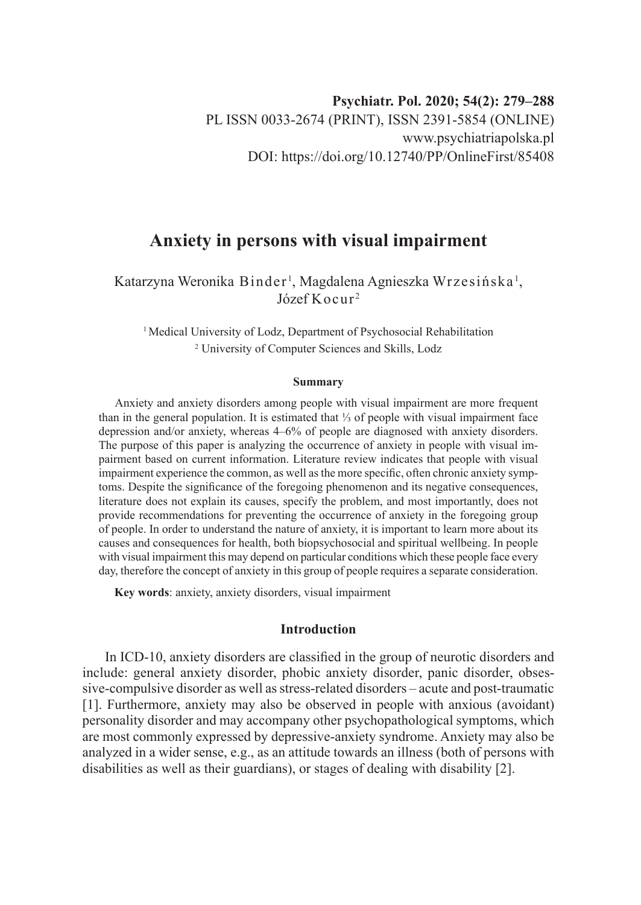Psychiatr. Pol. 2020; 54(2): 279–288

PL ISSN 0033-2674 (PRINT), ISSN 2391-5854 (ONLINE)

www.psychiatriapolska.pl

DOI: https://doi.org/10.12740/PP/OnlineFirst/85408

# Anxiety in persons with visual impairment

Katarzyna Weronika Binder[1], Magdalena Agnieszka Wrzesińska[1], Józef Kocur[2]

[1] Medical University of Lodz, Department of Psychosocial Rehabilitation

[2] University of Computer Sciences and Skills, Lodz

### Summary

Anxiety and anxiety disorders among people with visual impairment are more frequent than in the general population. It is estimated that ⅓ of people with visual impairment face depression and/or anxiety, whereas 4–6% of people are diagnosed with anxiety disorders. The purpose of this paper is analyzing the occurrence of anxiety in people with visual impairment based on current information. Literature review indicates that people with visual impairment experience the common, as well as the more specific, often chronic anxiety symptoms. Despite the significance of the foregoing phenomenon and its negative consequences, literature does not explain its causes, specify the problem, and most importantly, does not provide recommendations for preventing the occurrence of anxiety in the foregoing group of people. In order to understand the nature of anxiety, it is important to learn more about its causes and consequences for health, both biopsychosocial and spiritual wellbeing. In people with visual impairment this may depend on particular conditions which these people face every day, therefore the concept of anxiety in this group of people requires a separate consideration.

**Key words**: anxiety, anxiety disorders, visual impairment

## Introduction

In ICD-10, anxiety disorders are classified in the group of neurotic disorders and include: general anxiety disorder, phobic anxiety disorder, panic disorder, obsessive-compulsive disorder as well as stress-related disorders – acute and post-traumatic [1]. Furthermore, anxiety may also be observed in people with anxious (avoidant) personality disorder and may accompany other psychopathological symptoms, which are most commonly expressed by depressive-anxiety syndrome. Anxiety may also be analyzed in a wider sense, e.g., as an attitude towards an illness (both of persons with disabilities as well as their guardians), or stages of dealing with disability [2].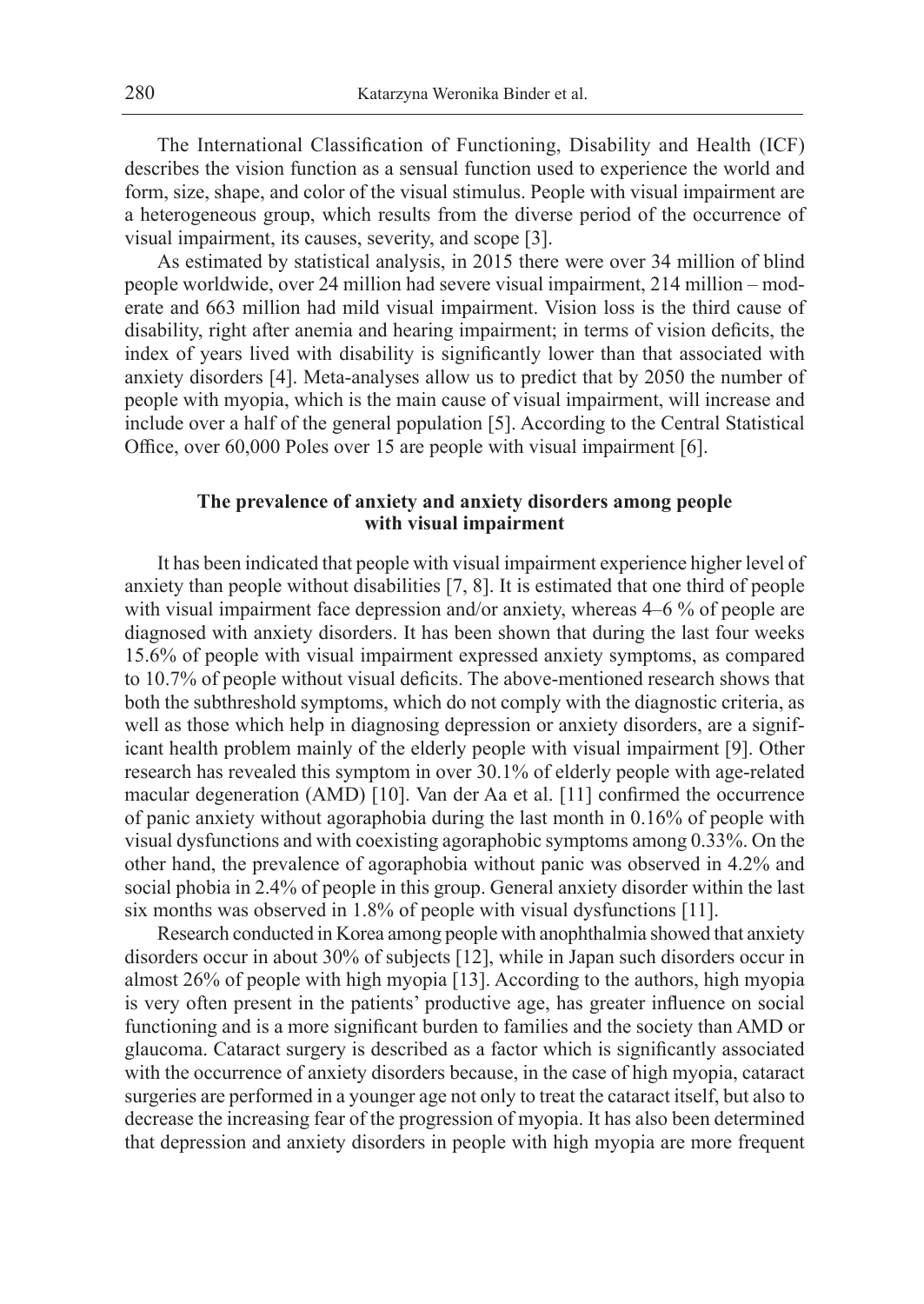The International Classification of Functioning, Disability and Health (ICF) describes the vision function as a sensual function used to experience the world and form, size, shape, and color of the visual stimulus. People with visual impairment are a heterogeneous group, which results from the diverse period of the occurrence of visual impairment, its causes, severity, and scope [3].

As estimated by statistical analysis, in 2015 there were over 34 million of blind people worldwide, over 24 million had severe visual impairment, 214 million – moderate and 663 million had mild visual impairment. Vision loss is the third cause of disability, right after anemia and hearing impairment; in terms of vision deficits, the index of years lived with disability is significantly lower than that associated with anxiety disorders [4]. Meta-analyses allow us to predict that by 2050 the number of people with myopia, which is the main cause of visual impairment, will increase and include over a half of the general population [5]. According to the Central Statistical Office, over 60,000 Poles over 15 are people with visual impairment [6].

## The prevalence of anxiety and anxiety disorders among people with visual impairment

It has been indicated that people with visual impairment experience higher level of anxiety than people without disabilities [7, 8]. It is estimated that one third of people with visual impairment face depression and/or anxiety, whereas 4–6 % of people are diagnosed with anxiety disorders. It has been shown that during the last four weeks 15.6% of people with visual impairment expressed anxiety symptoms, as compared to 10.7% of people without visual deficits. The above-mentioned research shows that both the subthreshold symptoms, which do not comply with the diagnostic criteria, as well as those which help in diagnosing depression or anxiety disorders, are a significant health problem mainly of the elderly people with visual impairment [9]. Other research has revealed this symptom in over 30.1% of elderly people with age-related macular degeneration (AMD) [10]. Van der Aa et al. [11] confirmed the occurrence of panic anxiety without agoraphobia during the last month in 0.16% of people with visual dysfunctions and with coexisting agoraphobic symptoms among 0.33%. On the other hand, the prevalence of agoraphobia without panic was observed in 4.2% and social phobia in 2.4% of people in this group. General anxiety disorder within the last six months was observed in 1.8% of people with visual dysfunctions [11].

Research conducted in Korea among people with anophthalmia showed that anxiety disorders occur in about 30% of subjects [12], while in Japan such disorders occur in almost 26% of people with high myopia [13]. According to the authors, high myopia is very often present in the patients' productive age, has greater influence on social functioning and is a more significant burden to families and the society than AMD or glaucoma. Cataract surgery is described as a factor which is significantly associated with the occurrence of anxiety disorders because, in the case of high myopia, cataract surgeries are performed in a younger age not only to treat the cataract itself, but also to decrease the increasing fear of the progression of myopia. It has also been determined that depression and anxiety disorders in people with high myopia are more frequent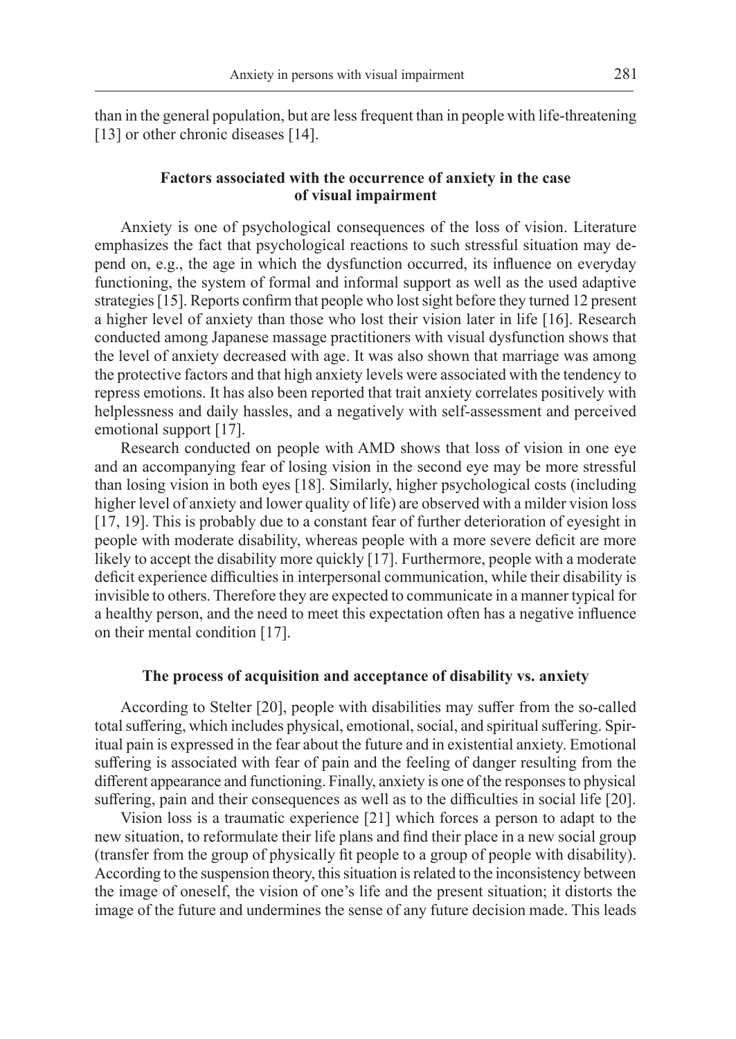than in the general population, but are less frequent than in people with life-threatening [13] or other chronic diseases [14].

## Factors associated with the occurrence of anxiety in the case of visual impairment

Anxiety is one of psychological consequences of the loss of vision. Literature emphasizes the fact that psychological reactions to such stressful situation may depend on, e.g., the age in which the dysfunction occurred, its influence on everyday functioning, the system of formal and informal support as well as the used adaptive strategies [15]. Reports confirm that people who lost sight before they turned 12 present a higher level of anxiety than those who lost their vision later in life [16]. Research conducted among Japanese massage practitioners with visual dysfunction shows that the level of anxiety decreased with age. It was also shown that marriage was among the protective factors and that high anxiety levels were associated with the tendency to repress emotions. It has also been reported that trait anxiety correlates positively with helplessness and daily hassles, and a negatively with self-assessment and perceived emotional support [17].

Research conducted on people with AMD shows that loss of vision in one eye and an accompanying fear of losing vision in the second eye may be more stressful than losing vision in both eyes [18]. Similarly, higher psychological costs (including higher level of anxiety and lower quality of life) are observed with a milder vision loss [17, 19]. This is probably due to a constant fear of further deterioration of eyesight in people with moderate disability, whereas people with a more severe deficit are more likely to accept the disability more quickly [17]. Furthermore, people with a moderate deficit experience difficulties in interpersonal communication, while their disability is invisible to others. Therefore they are expected to communicate in a manner typical for a healthy person, and the need to meet this expectation often has a negative influence on their mental condition [17].

## The process of acquisition and acceptance of disability vs. anxiety

According to Stelter [20], people with disabilities may suffer from the so-called total suffering, which includes physical, emotional, social, and spiritual suffering. Spiritual pain is expressed in the fear about the future and in existential anxiety. Emotional suffering is associated with fear of pain and the feeling of danger resulting from the different appearance and functioning. Finally, anxiety is one of the responses to physical suffering, pain and their consequences as well as to the difficulties in social life [20].

Vision loss is a traumatic experience [21] which forces a person to adapt to the new situation, to reformulate their life plans and find their place in a new social group (transfer from the group of physically fit people to a group of people with disability). According to the suspension theory, this situation is related to the inconsistency between the image of oneself, the vision of one's life and the present situation; it distorts the image of the future and undermines the sense of any future decision made. This leads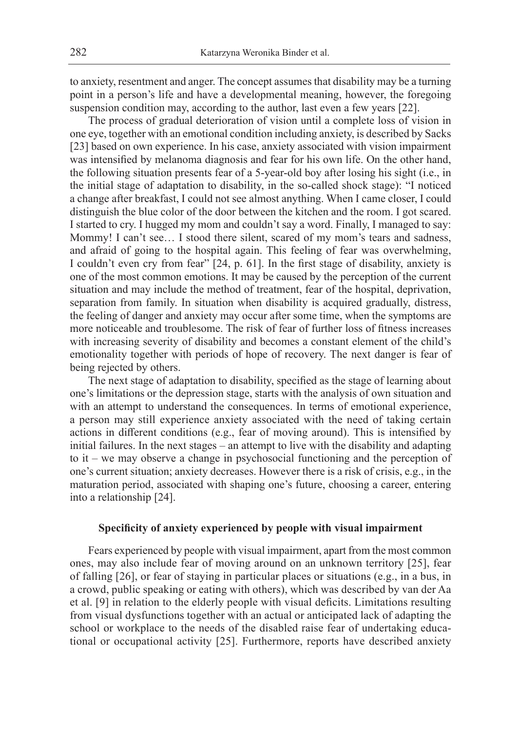to anxiety, resentment and anger. The concept assumes that disability may be a turning point in a person's life and have a developmental meaning, however, the foregoing suspension condition may, according to the author, last even a few years [22].

The process of gradual deterioration of vision until a complete loss of vision in one eye, together with an emotional condition including anxiety, is described by Sacks [23] based on own experience. In his case, anxiety associated with vision impairment was intensified by melanoma diagnosis and fear for his own life. On the other hand, the following situation presents fear of a 5-year-old boy after losing his sight (i.e., in the initial stage of adaptation to disability, in the so-called shock stage): "I noticed a change after breakfast, I could not see almost anything. When I came closer, I could distinguish the blue color of the door between the kitchen and the room. I got scared. I started to cry. I hugged my mom and couldn't say a word. Finally, I managed to say: Mommy! I can't see… I stood there silent, scared of my mom's tears and sadness, and afraid of going to the hospital again. This feeling of fear was overwhelming, I couldn't even cry from fear" [24, p. 61]. In the first stage of disability, anxiety is one of the most common emotions. It may be caused by the perception of the current situation and may include the method of treatment, fear of the hospital, deprivation, separation from family. In situation when disability is acquired gradually, distress, the feeling of danger and anxiety may occur after some time, when the symptoms are more noticeable and troublesome. The risk of fear of further loss of fitness increases with increasing severity of disability and becomes a constant element of the child's emotionality together with periods of hope of recovery. The next danger is fear of being rejected by others.

The next stage of adaptation to disability, specified as the stage of learning about one's limitations or the depression stage, starts with the analysis of own situation and with an attempt to understand the consequences. In terms of emotional experience, a person may still experience anxiety associated with the need of taking certain actions in different conditions (e.g., fear of moving around). This is intensified by initial failures. In the next stages – an attempt to live with the disability and adapting to it – we may observe a change in psychosocial functioning and the perception of one's current situation; anxiety decreases. However there is a risk of crisis, e.g., in the maturation period, associated with shaping one's future, choosing a career, entering into a relationship [24].

## Specificity of anxiety experienced by people with visual impairment

Fears experienced by people with visual impairment, apart from the most common ones, may also include fear of moving around on an unknown territory [25], fear of falling [26], or fear of staying in particular places or situations (e.g., in a bus, in a crowd, public speaking or eating with others), which was described by van der Aa et al. [9] in relation to the elderly people with visual deficits. Limitations resulting from visual dysfunctions together with an actual or anticipated lack of adapting the school or workplace to the needs of the disabled raise fear of undertaking educational or occupational activity [25]. Furthermore, reports have described anxiety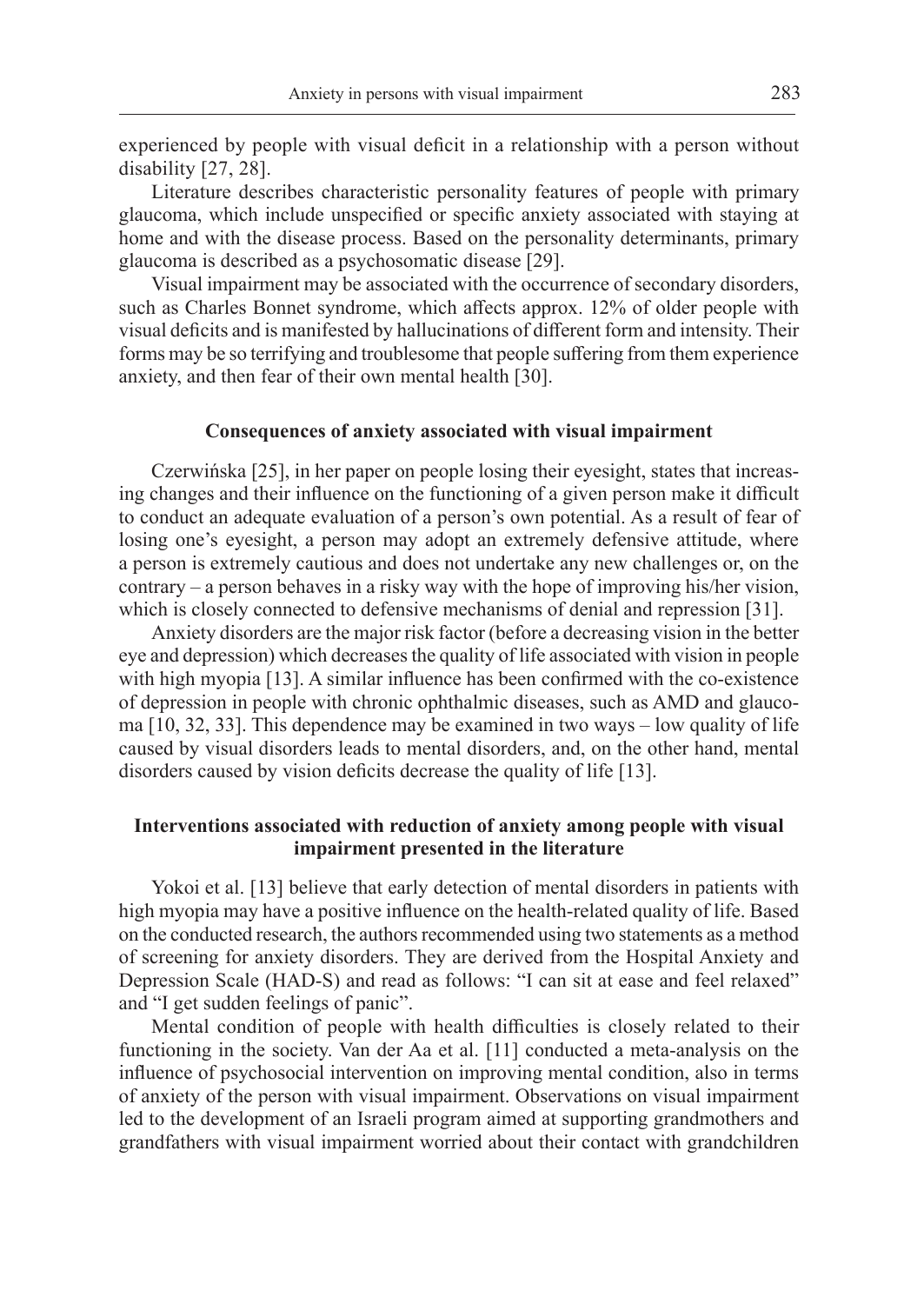experienced by people with visual deficit in a relationship with a person without disability [27, 28].

Literature describes characteristic personality features of people with primary glaucoma, which include unspecified or specific anxiety associated with staying at home and with the disease process. Based on the personality determinants, primary glaucoma is described as a psychosomatic disease [29].

Visual impairment may be associated with the occurrence of secondary disorders, such as Charles Bonnet syndrome, which affects approx. 12% of older people with visual deficits and is manifested by hallucinations of different form and intensity. Their forms may be so terrifying and troublesome that people suffering from them experience anxiety, and then fear of their own mental health [30].

## Consequences of anxiety associated with visual impairment

Czerwińska [25], in her paper on people losing their eyesight, states that increasing changes and their influence on the functioning of a given person make it difficult to conduct an adequate evaluation of a person's own potential. As a result of fear of losing one's eyesight, a person may adopt an extremely defensive attitude, where a person is extremely cautious and does not undertake any new challenges or, on the contrary – a person behaves in a risky way with the hope of improving his/her vision, which is closely connected to defensive mechanisms of denial and repression [31].

Anxiety disorders are the major risk factor (before a decreasing vision in the better eye and depression) which decreases the quality of life associated with vision in people with high myopia [13]. A similar influence has been confirmed with the co-existence of depression in people with chronic ophthalmic diseases, such as AMD and glaucoma [10, 32, 33]. This dependence may be examined in two ways – low quality of life caused by visual disorders leads to mental disorders, and, on the other hand, mental disorders caused by vision deficits decrease the quality of life [13].

## Interventions associated with reduction of anxiety among people with visual impairment presented in the literature

Yokoi et al. [13] believe that early detection of mental disorders in patients with high myopia may have a positive influence on the health-related quality of life. Based on the conducted research, the authors recommended using two statements as a method of screening for anxiety disorders. They are derived from the Hospital Anxiety and Depression Scale (HAD-S) and read as follows: "I can sit at ease and feel relaxed" and "I get sudden feelings of panic".

Mental condition of people with health difficulties is closely related to their functioning in the society. Van der Aa et al. [11] conducted a meta-analysis on the influence of psychosocial intervention on improving mental condition, also in terms of anxiety of the person with visual impairment. Observations on visual impairment led to the development of an Israeli program aimed at supporting grandmothers and grandfathers with visual impairment worried about their contact with grandchildren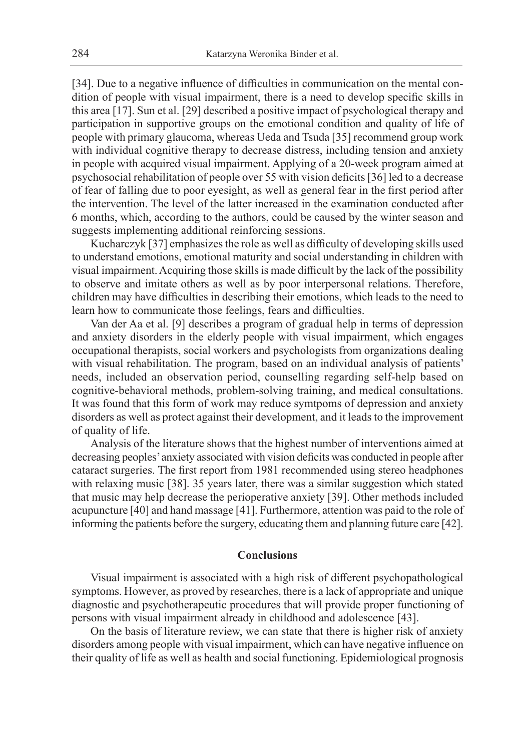[34]. Due to a negative influence of difficulties in communication on the mental condition of people with visual impairment, there is a need to develop specific skills in this area [17]. Sun et al. [29] described a positive impact of psychological therapy and participation in supportive groups on the emotional condition and quality of life of people with primary glaucoma, whereas Ueda and Tsuda [35] recommend group work with individual cognitive therapy to decrease distress, including tension and anxiety in people with acquired visual impairment. Applying of a 20-week program aimed at psychosocial rehabilitation of people over 55 with vision deficits [36] led to a decrease of fear of falling due to poor eyesight, as well as general fear in the first period after the intervention. The level of the latter increased in the examination conducted after 6 months, which, according to the authors, could be caused by the winter season and suggests implementing additional reinforcing sessions.

Kucharczyk [37] emphasizes the role as well as difficulty of developing skills used to understand emotions, emotional maturity and social understanding in children with visual impairment. Acquiring those skills is made difficult by the lack of the possibility to observe and imitate others as well as by poor interpersonal relations. Therefore, children may have difficulties in describing their emotions, which leads to the need to learn how to communicate those feelings, fears and difficulties.

Van der Aa et al. [9] describes a program of gradual help in terms of depression and anxiety disorders in the elderly people with visual impairment, which engages occupational therapists, social workers and psychologists from organizations dealing with visual rehabilitation. The program, based on an individual analysis of patients' needs, included an observation period, counselling regarding self-help based on cognitive-behavioral methods, problem-solving training, and medical consultations. It was found that this form of work may reduce symtpoms of depression and anxiety disorders as well as protect against their development, and it leads to the improvement of quality of life.

Analysis of the literature shows that the highest number of interventions aimed at decreasing peoples' anxiety associated with vision deficits was conducted in people after cataract surgeries. The first report from 1981 recommended using stereo headphones with relaxing music [38]. 35 years later, there was a similar suggestion which stated that music may help decrease the perioperative anxiety [39]. Other methods included acupuncture [40] and hand massage [41]. Furthermore, attention was paid to the role of informing the patients before the surgery, educating them and planning future care [42].

## Conclusions

Visual impairment is associated with a high risk of different psychopathological symptoms. However, as proved by researches, there is a lack of appropriate and unique diagnostic and psychotherapeutic procedures that will provide proper functioning of persons with visual impairment already in childhood and adolescence [43].

On the basis of literature review, we can state that there is higher risk of anxiety disorders among people with visual impairment, which can have negative influence on their quality of life as well as health and social functioning. Epidemiological prognosis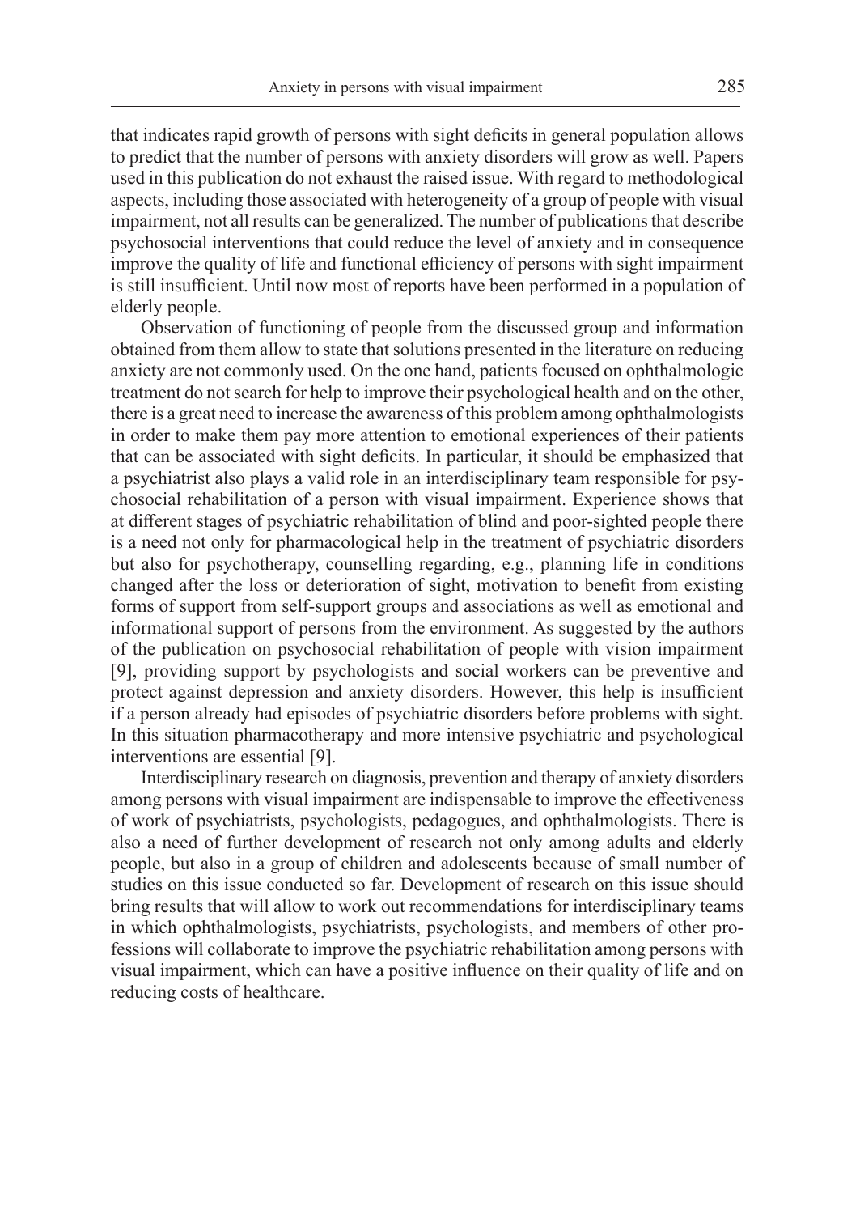that indicates rapid growth of persons with sight deficits in general population allows to predict that the number of persons with anxiety disorders will grow as well. Papers used in this publication do not exhaust the raised issue. With regard to methodological aspects, including those associated with heterogeneity of a group of people with visual impairment, not all results can be generalized. The number of publications that describe psychosocial interventions that could reduce the level of anxiety and in consequence improve the quality of life and functional efficiency of persons with sight impairment is still insufficient. Until now most of reports have been performed in a population of elderly people.

Observation of functioning of people from the discussed group and information obtained from them allow to state that solutions presented in the literature on reducing anxiety are not commonly used. On the one hand, patients focused on ophthalmologic treatment do not search for help to improve their psychological health and on the other, there is a great need to increase the awareness of this problem among ophthalmologists in order to make them pay more attention to emotional experiences of their patients that can be associated with sight deficits. In particular, it should be emphasized that a psychiatrist also plays a valid role in an interdisciplinary team responsible for psychosocial rehabilitation of a person with visual impairment. Experience shows that at different stages of psychiatric rehabilitation of blind and poor-sighted people there is a need not only for pharmacological help in the treatment of psychiatric disorders but also for psychotherapy, counselling regarding, e.g., planning life in conditions changed after the loss or deterioration of sight, motivation to benefit from existing forms of support from self-support groups and associations as well as emotional and informational support of persons from the environment. As suggested by the authors of the publication on psychosocial rehabilitation of people with vision impairment [9], providing support by psychologists and social workers can be preventive and protect against depression and anxiety disorders. However, this help is insufficient if a person already had episodes of psychiatric disorders before problems with sight. In this situation pharmacotherapy and more intensive psychiatric and psychological interventions are essential [9].

Interdisciplinary research on diagnosis, prevention and therapy of anxiety disorders among persons with visual impairment are indispensable to improve the effectiveness of work of psychiatrists, psychologists, pedagogues, and ophthalmologists. There is also a need of further development of research not only among adults and elderly people, but also in a group of children and adolescents because of small number of studies on this issue conducted so far. Development of research on this issue should bring results that will allow to work out recommendations for interdisciplinary teams in which ophthalmologists, psychiatrists, psychologists, and members of other professions will collaborate to improve the psychiatric rehabilitation among persons with visual impairment, which can have a positive influence on their quality of life and on reducing costs of healthcare.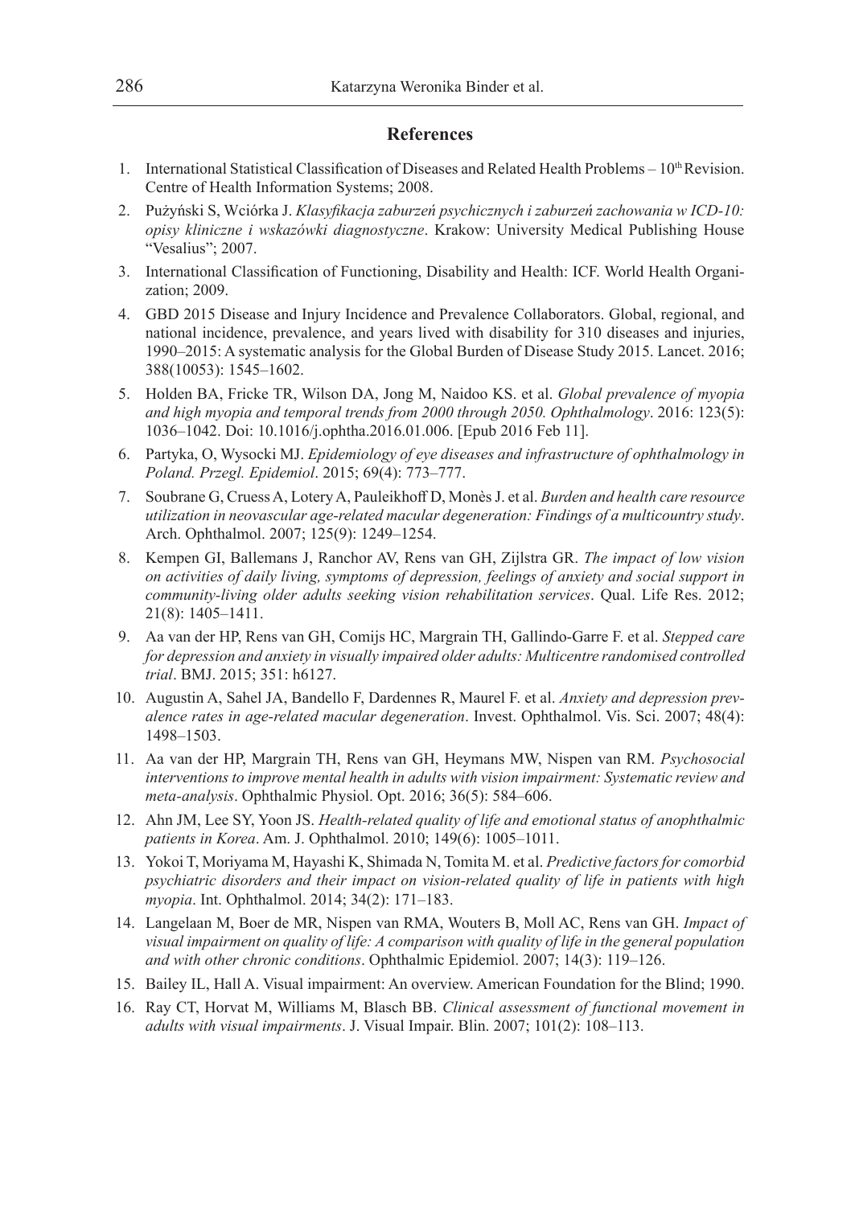## References

1. International Statistical Classification of Diseases and Related Health Problems – 10th Revision. Centre of Health Information Systems; 2008.
2. Pużyński S, Wciórka J. *Klasyfikacja zaburzeń psychicznych i zaburzeń zachowania w ICD-10: opisy kliniczne i wskazówki diagnostyczne*. Krakow: University Medical Publishing House "Vesalius"; 2007.
3. International Classification of Functioning, Disability and Health: ICF. World Health Organization; 2009.
4. GBD 2015 Disease and Injury Incidence and Prevalence Collaborators. Global, regional, and national incidence, prevalence, and years lived with disability for 310 diseases and injuries, 1990–2015: A systematic analysis for the Global Burden of Disease Study 2015. Lancet. 2016; 388(10053): 1545–1602.
5. Holden BA, Fricke TR, Wilson DA, Jong M, Naidoo KS. et al. *Global prevalence of myopia and high myopia and temporal trends from 2000 through 2050. Ophthalmology*. 2016: 123(5): 1036–1042. Doi: 10.1016/j.ophtha.2016.01.006. [Epub 2016 Feb 11].
6. Partyka, O, Wysocki MJ. *Epidemiology of eye diseases and infrastructure of ophthalmology in Poland. Przegl. Epidemiol*. 2015; 69(4): 773–777.
7. Soubrane G, Cruess A, Lotery A, Pauleikhoff D, Monès J. et al. *Burden and health care resource utilization in neovascular age-related macular degeneration: Findings of a multicountry study*. Arch. Ophthalmol. 2007; 125(9): 1249–1254.
8. Kempen GI, Ballemans J, Ranchor AV, Rens van GH, Zijlstra GR. *The impact of low vision on activities of daily living, symptoms of depression, feelings of anxiety and social support in community-living older adults seeking vision rehabilitation services*. Qual. Life Res. 2012; 21(8): 1405–1411.
9. Aa van der HP, Rens van GH, Comijs HC, Margrain TH, Gallindo-Garre F. et al. *Stepped care for depression and anxiety in visually impaired older adults: Multicentre randomised controlled trial*. BMJ. 2015; 351: h6127.
10. Augustin A, Sahel JA, Bandello F, Dardennes R, Maurel F. et al. *Anxiety and depression prevalence rates in age-related macular degeneration*. Invest. Ophthalmol. Vis. Sci. 2007; 48(4): 1498–1503.
11. Aa van der HP, Margrain TH, Rens van GH, Heymans MW, Nispen van RM. *Psychosocial interventions to improve mental health in adults with vision impairment: Systematic review and meta-analysis*. Ophthalmic Physiol. Opt. 2016; 36(5): 584–606.
12. Ahn JM, Lee SY, Yoon JS. *Health-related quality of life and emotional status of anophthalmic patients in Korea*. Am. J. Ophthalmol. 2010; 149(6): 1005–1011.
13. Yokoi T, Moriyama M, Hayashi K, Shimada N, Tomita M. et al. *Predictive factors for comorbid psychiatric disorders and their impact on vision-related quality of life in patients with high myopia*. Int. Ophthalmol. 2014; 34(2): 171–183.
14. Langelaan M, Boer de MR, Nispen van RMA, Wouters B, Moll AC, Rens van GH. *Impact of visual impairment on quality of life: A comparison with quality of life in the general population and with other chronic conditions*. Ophthalmic Epidemiol. 2007; 14(3): 119–126.
15. Bailey IL, Hall A. Visual impairment: An overview. American Foundation for the Blind; 1990.
16. Ray CT, Horvat M, Williams M, Blasch BB. *Clinical assessment of functional movement in adults with visual impairments*. J. Visual Impair. Blin. 2007; 101(2): 108–113.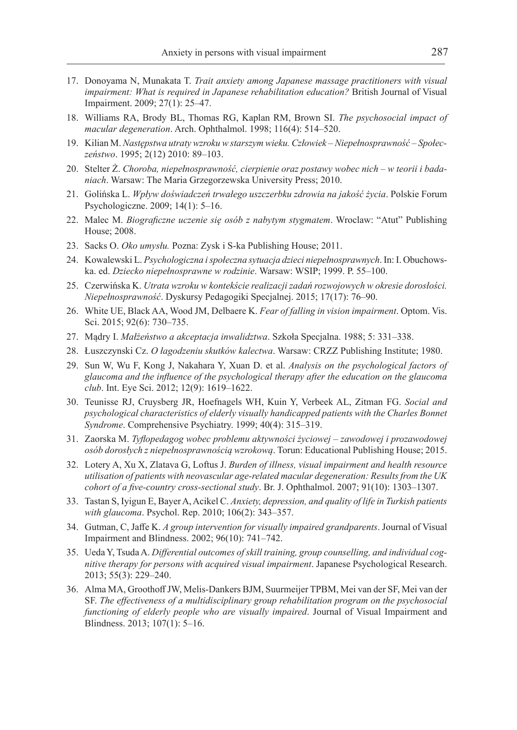17. Donoyama N, Munakata T. *Trait anxiety among Japanese massage practitioners with visual impairment: What is required in Japanese rehabilitation education?* British Journal of Visual Impairment. 2009; 27(1): 25–47.
18. Williams RA, Brody BL, Thomas RG, Kaplan RM, Brown SI. *The psychosocial impact of macular degeneration*. Arch. Ophthalmol. 1998; 116(4): 514–520.
19. Kilian M. *Następstwa utraty wzroku w starszym wieku. Człowiek – Niepełnosprawność – Społeczeństwo*. 1995; 2(12) 2010: 89–103.
20. Stelter Ż. *Choroba, niepełnosprawność, cierpienie oraz postawy wobec nich – w teorii i badaniach*. Warsaw: The Maria Grzegorzewska University Press; 2010.
21. Golińska L. *Wpływ doświadczeń trwałego uszczerbku zdrowia na jakość życia*. Polskie Forum Psychologiczne. 2009; 14(1): 5–16.
22. Malec M. *Biograficzne uczenie się osób z nabytym stygmatem*. Wroclaw: "Atut" Publishing House; 2008.
23. Sacks O. *Oko umysłu.* Pozna: Zysk i S-ka Publishing House; 2011.
24. Kowalewski L. *Psychologiczna i społeczna sytuacja dzieci niepełnosprawnych*. In: I. Obuchowska. ed. *Dziecko niepełnosprawne w rodzinie*. Warsaw: WSIP; 1999. P. 55–100.
25. Czerwińska K. *Utrata wzroku w kontekście realizacji zadań rozwojowych w okresie dorosłości. Niepełnosprawność*. Dyskursy Pedagogiki Specjalnej. 2015; 17(17): 76–90.
26. White UE, Black AA, Wood JM, Delbaere K. *Fear of falling in vision impairment*. Optom. Vis. Sci. 2015; 92(6): 730–735.
27. Mądry I. *Małżeństwo a akceptacja inwalidztwa*. Szkoła Specjalna. 1988; 5: 331–338.
28. Łuszczynski Cz. *O łagodzeniu skutków kalectwa*. Warsaw: CRZZ Publishing Institute; 1980.
29. Sun W, Wu F, Kong J, Nakahara Y, Xuan D. et al. *Analysis on the psychological factors of glaucoma and the influence of the psychological therapy after the education on the glaucoma club*. Int. Eye Sci. 2012; 12(9): 1619–1622.
30. Teunisse RJ, Cruysberg JR, Hoefnagels WH, Kuin Y, Verbeek AL, Zitman FG. *Social and psychological characteristics of elderly visually handicapped patients with the Charles Bonnet Syndrome*. Comprehensive Psychiatry. 1999; 40(4): 315–319.
31. Zaorska M. *Tyflopedagog wobec problemu aktywności życiowej – zawodowej i prozawodowej osób dorosłych z niepełnosprawnością wzrokową*. Torun: Educational Publishing House; 2015.
32. Lotery A, Xu X, Zlatava G, Loftus J. *Burden of illness, visual impairment and health resource utilisation of patients with neovascular age-related macular degeneration: Results from the UK cohort of a five-country cross-sectional study*. Br. J. Ophthalmol. 2007; 91(10): 1303–1307.
33. Tastan S, Iyigun E, Bayer A, Acikel C. *Anxiety, depression, and quality of life in Turkish patients with glaucoma*. Psychol. Rep. 2010; 106(2): 343–357.
34. Gutman, C, Jaffe K. *A group intervention for visually impaired grandparents*. Journal of Visual Impairment and Blindness. 2002; 96(10): 741–742.
35. Ueda Y, Tsuda A. *Differential outcomes of skill training, group counselling, and individual cognitive therapy for persons with acquired visual impairment*. Japanese Psychological Research. 2013; 55(3): 229–240.
36. Alma MA, Groothoff JW, Melis-Dankers BJM, Suurmeijer TPBM, Mei van der SF, Mei van der SF. *The effectiveness of a multidisciplinary group rehabilitation program on the psychosocial functioning of elderly people who are visually impaired*. Journal of Visual Impairment and Blindness. 2013; 107(1): 5–16.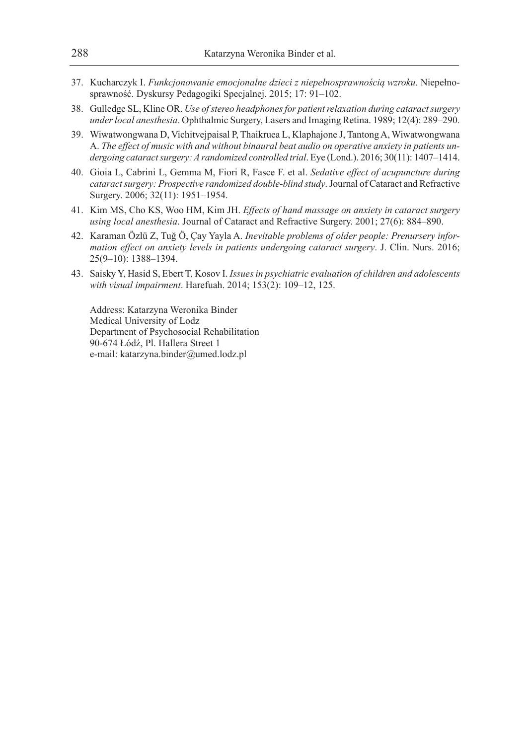37. Kucharczyk I. *Funkcjonowanie emocjonalne dzieci z niepełnosprawnością wzroku*. Niepełnosprawność. Dyskursy Pedagogiki Specjalnej. 2015; 17: 91–102.
38. Gulledge SL, Kline OR. *Use of stereo headphones for patient relaxation during cataract surgery under local anesthesia*. Ophthalmic Surgery, Lasers and Imaging Retina. 1989; 12(4): 289–290.
39. Wiwatwongwana D, Vichitvejpaisal P, Thaikruea L, Klaphajone J, Tantong A, Wiwatwongwana A. *The effect of music with and without binaural beat audio on operative anxiety in patients undergoing cataract surgery: A randomized controlled trial*. Eye (Lond.). 2016; 30(11): 1407–1414.
40. Gioia L, Cabrini L, Gemma M, Fiori R, Fasce F. et al. *Sedative effect of acupuncture during cataract surgery: Prospective randomized double-blind study*. Journal of Cataract and Refractive Surgery. 2006; 32(11): 1951–1954.
41. Kim MS, Cho KS, Woo HM, Kim JH. *Effects of hand massage on anxiety in cataract surgery using local anesthesia*. Journal of Cataract and Refractive Surgery. 2001; 27(6): 884–890.
42. Karaman Özlü Z, Tuğ Ö, Çay Yayla A. *Inevitable problems of older people: Prenursery information effect on anxiety levels in patients undergoing cataract surgery*. J. Clin. Nurs. 2016; 25(9–10): 1388–1394.
43. Saisky Y, Hasid S, Ebert T, Kosov I. *Issues in psychiatric evaluation of children and adolescents with visual impairment*. Harefuah. 2014; 153(2): 109–12, 125.

Address: Katarzyna Weronika Binder
Medical University of Lodz
Department of Psychosocial Rehabilitation
90-674 Łódź, Pl. Hallera Street 1
e-mail: katarzyna.binder@umed.lodz.pl